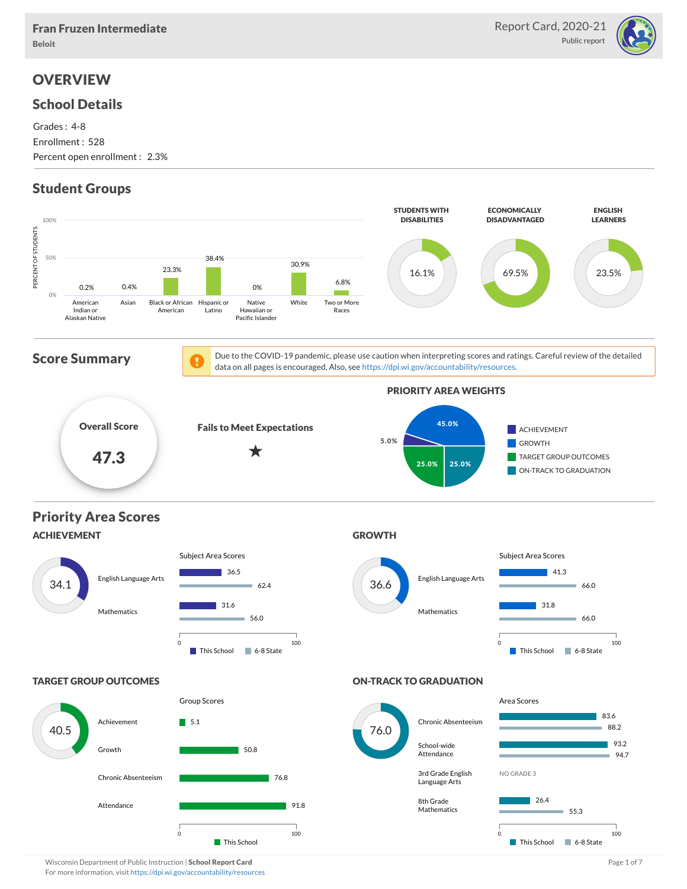# Fran Fruzen Intermediate

**Beloit**

Report Card, 2020-21
Public report

# OVERVIEW

## School Details

Grades : 4-8
Enrollment : 528
Percent open enrollment : 2.3%

## Student Groups

| Group | Percent of Students |
| --- | --- |
| American Indian or Alaskan Native | 0.2% |
| Asian | 0.4% |
| Black or African American | 23.3% |
| Hispanic or Latino | 38.4% |
| Native Hawaiian or Pacific Islander | 0% |
| White | 30.9% |
| Two or More Races | 6.8% |

| STUDENTS WITH DISABILITIES | ECONOMICALLY DISADVANTAGED | ENGLISH LEARNERS |
| --- | --- | --- |
| 16.1% | 69.5% | 23.5% |

## Score Summary

Due to the COVID-19 pandemic, please use caution when interpreting scores and ratings. Careful review of the detailed data on all pages is encouraged. Also, see https://dpi.wi.gov/accountability/resources.

**Overall Score**

**47.3**

**Fails to Meet Expectations**

★

### PRIORITY AREA WEIGHTS

| Priority Area | Weight |
| --- | --- |
| ACHIEVEMENT | 5.0% |
| GROWTH | 45.0% |
| TARGET GROUP OUTCOMES | 25.0% |
| ON-TRACK TO GRADUATION | 25.0% |

## Priority Area Scores

### ACHIEVEMENT

**34.1**

Subject Area Scores

| Subject | This School | 6-8 State |
| --- | --- | --- |
| English Language Arts | 36.5 | 62.4 |
| Mathematics | 31.6 | 56.0 |

### GROWTH

**36.6**

Subject Area Scores

| Subject | This School | 6-8 State |
| --- | --- | --- |
| English Language Arts | 41.3 | 66.0 |
| Mathematics | 31.8 | 66.0 |

### TARGET GROUP OUTCOMES

**40.5**

Group Scores

| Group | This School |
| --- | --- |
| Achievement | 5.1 |
| Growth | 50.8 |
| Chronic Absenteeism | 76.8 |
| Attendance | 91.8 |

### ON-TRACK TO GRADUATION

**76.0**

Area Scores

| Area | This School | 6-8 State |
| --- | --- | --- |
| Chronic Absenteeism | 83.6 | 88.2 |
| School-wide Attendance | 93.2 | 94.7 |
| 3rd Grade English Language Arts | NO GRADE 3 | |
| 8th Grade Mathematics | 26.4 | 55.3 |

Wisconsin Department of Public Instruction | **School Report Card**
For more information, visit https://dpi.wi.gov/accountability/resources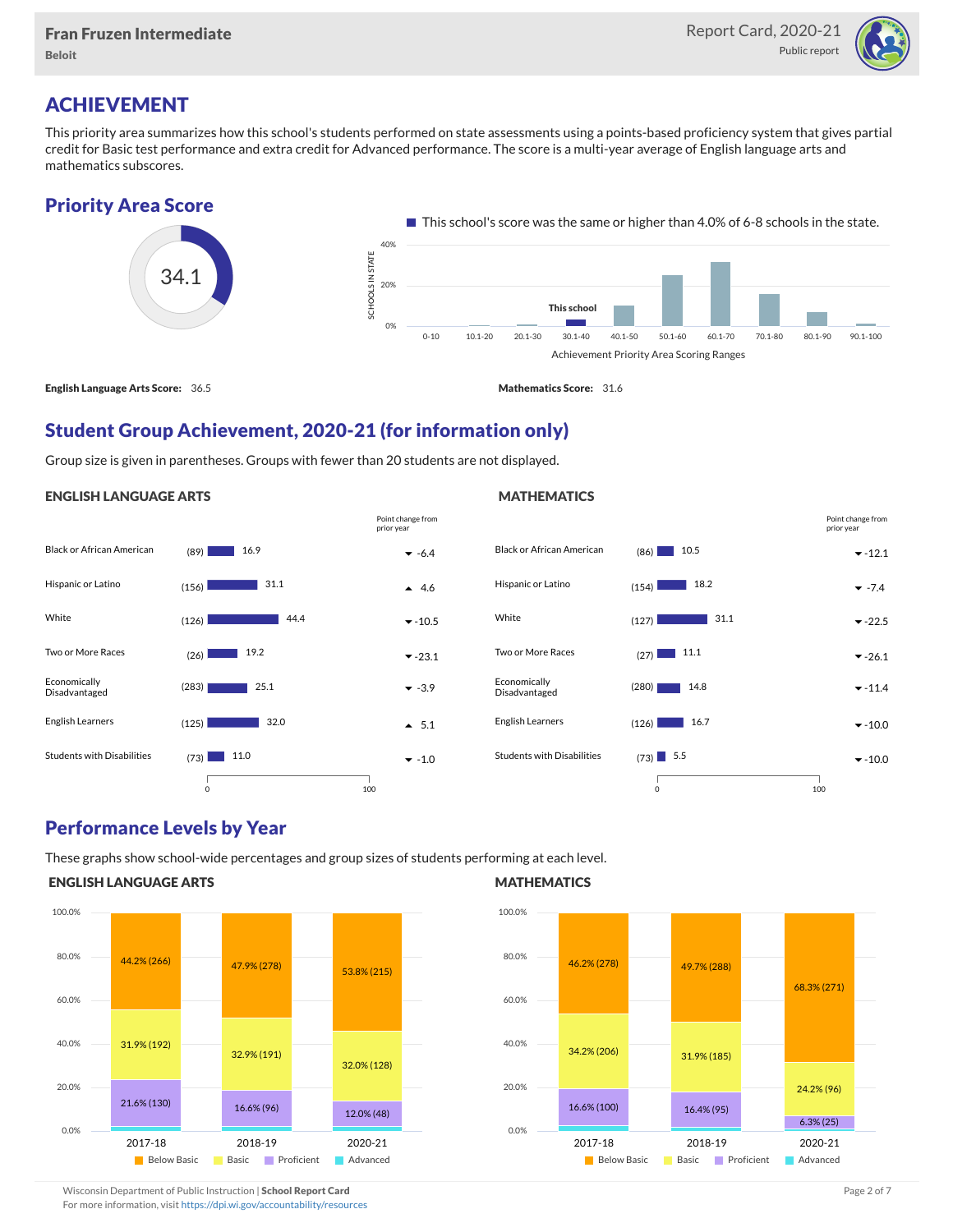## ACHIEVEMENT

This priority area summarizes how this school's students performed on state assessments using a points-based proficiency system that gives partial credit for Basic test performance and extra credit for Advanced performance. The score is a multi-year average of English language arts and mathematics subscores.

### Priority Area Score

34.1

This school's score was the same or higher than 4.0% of 6-8 schools in the state.

Achievement Priority Area Scoring Ranges: 0-10, 10.1-20, 20.1-30, 30.1-40 (This school), 40.1-50, 50.1-60, 60.1-70, 70.1-80, 80.1-90, 90.1-100

**English Language Arts Score:** 36.5

**Mathematics Score:** 31.6

### Student Group Achievement, 2020-21 (for information only)

Group size is given in parentheses. Groups with fewer than 20 students are not displayed.

#### ENGLISH LANGUAGE ARTS

| Group | Size | Score | Point change from prior year |
|---|---|---|---|
| Black or African American | (89) | 16.9 | ▼ -6.4 |
| Hispanic or Latino | (156) | 31.1 | ▲ 4.6 |
| White | (126) | 44.4 | ▼ -10.5 |
| Two or More Races | (26) | 19.2 | ▼ -23.1 |
| Economically Disadvantaged | (283) | 25.1 | ▼ -3.9 |
| English Learners | (125) | 32.0 | ▲ 5.1 |
| Students with Disabilities | (73) | 11.0 | ▼ -1.0 |

#### MATHEMATICS

| Group | Size | Score | Point change from prior year |
|---|---|---|---|
| Black or African American | (86) | 10.5 | ▼ -12.1 |
| Hispanic or Latino | (154) | 18.2 | ▼ -7.4 |
| White | (127) | 31.1 | ▼ -22.5 |
| Two or More Races | (27) | 11.1 | ▼ -26.1 |
| Economically Disadvantaged | (280) | 14.8 | ▼ -11.4 |
| English Learners | (126) | 16.7 | ▼ -10.0 |
| Students with Disabilities | (73) | 5.5 | ▼ -10.0 |

### Performance Levels by Year

These graphs show school-wide percentages and group sizes of students performing at each level.

#### ENGLISH LANGUAGE ARTS

| Level | 2017-18 | 2018-19 | 2020-21 |
|---|---|---|---|
| Below Basic | 44.2% (266) | 47.9% (278) | 53.8% (215) |
| Basic | 31.9% (192) | 32.9% (191) | 32.0% (128) |
| Proficient | 21.6% (130) | 16.6% (96) | 12.0% (48) |
| Advanced | | | |

#### MATHEMATICS

| Level | 2017-18 | 2018-19 | 2020-21 |
|---|---|---|---|
| Below Basic | 46.2% (278) | 49.7% (288) | 68.3% (271) |
| Basic | 34.2% (206) | 31.9% (185) | 24.2% (96) |
| Proficient | 16.6% (100) | 16.4% (95) | 6.3% (25) |
| Advanced | | | |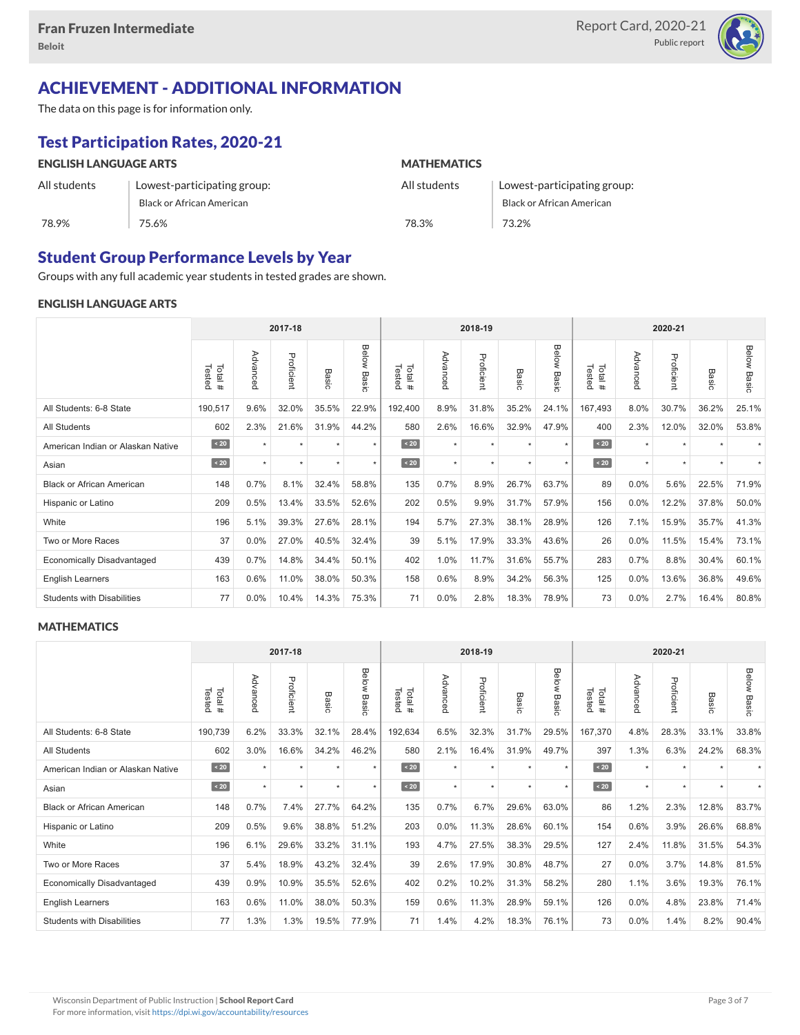# ACHIEVEMENT - ADDITIONAL INFORMATION

The data on this page is for information only.

## Test Participation Rates, 2020-21

| ENGLISH LANGUAGE ARTS | | MATHEMATICS | |
|---|---|---|---|
| All students | Lowest-participating group: Black or African American | All students | Lowest-participating group: Black or African American |
| 78.9% | 75.6% | 78.3% | 73.2% |

## Student Group Performance Levels by Year

Groups with any full academic year students in tested grades are shown.

### ENGLISH LANGUAGE ARTS

| | 2017-18 | | | | | 2018-19 | | | | | 2020-21 | | | | |
|---|---|---|---|---|---|---|---|---|---|---|---|---|---|---|---|
| | Total # Tested | Advanced | Proficient | Basic | Below Basic | Total # Tested | Advanced | Proficient | Basic | Below Basic | Total # Tested | Advanced | Proficient | Basic | Below Basic |
| All Students: 6-8 State | 190,517 | 9.6% | 32.0% | 35.5% | 22.9% | 192,400 | 8.9% | 31.8% | 35.2% | 24.1% | 167,493 | 8.0% | 30.7% | 36.2% | 25.1% |
| All Students | 602 | 2.3% | 21.6% | 31.9% | 44.2% | 580 | 2.6% | 16.6% | 32.9% | 47.9% | 400 | 2.3% | 12.0% | 32.0% | 53.8% |
| American Indian or Alaskan Native | < 20 | * | * | * | * | < 20 | * | * | * | * | < 20 | * | * | * | * |
| Asian | < 20 | * | * | * | * | < 20 | * | * | * | * | < 20 | * | * | * | * |
| Black or African American | 148 | 0.7% | 8.1% | 32.4% | 58.8% | 135 | 0.7% | 8.9% | 26.7% | 63.7% | 89 | 0.0% | 5.6% | 22.5% | 71.9% |
| Hispanic or Latino | 209 | 0.5% | 13.4% | 33.5% | 52.6% | 202 | 0.5% | 9.9% | 31.7% | 57.9% | 156 | 0.0% | 12.2% | 37.8% | 50.0% |
| White | 196 | 5.1% | 39.3% | 27.6% | 28.1% | 194 | 5.7% | 27.3% | 38.1% | 28.9% | 126 | 7.1% | 15.9% | 35.7% | 41.3% |
| Two or More Races | 37 | 0.0% | 27.0% | 40.5% | 32.4% | 39 | 5.1% | 17.9% | 33.3% | 43.6% | 26 | 0.0% | 11.5% | 15.4% | 73.1% |
| Economically Disadvantaged | 439 | 0.7% | 14.8% | 34.4% | 50.1% | 402 | 1.0% | 11.7% | 31.6% | 55.7% | 283 | 0.7% | 8.8% | 30.4% | 60.1% |
| English Learners | 163 | 0.6% | 11.0% | 38.0% | 50.3% | 158 | 0.6% | 8.9% | 34.2% | 56.3% | 125 | 0.0% | 13.6% | 36.8% | 49.6% |
| Students with Disabilities | 77 | 0.0% | 10.4% | 14.3% | 75.3% | 71 | 0.0% | 2.8% | 18.3% | 78.9% | 73 | 0.0% | 2.7% | 16.4% | 80.8% |

### MATHEMATICS

| | 2017-18 | | | | | 2018-19 | | | | | 2020-21 | | | | |
|---|---|---|---|---|---|---|---|---|---|---|---|---|---|---|---|
| | Total # Tested | Advanced | Proficient | Basic | Below Basic | Total # Tested | Advanced | Proficient | Basic | Below Basic | Total # Tested | Advanced | Proficient | Basic | Below Basic |
| All Students: 6-8 State | 190,739 | 6.2% | 33.3% | 32.1% | 28.4% | 192,634 | 6.5% | 32.3% | 31.7% | 29.5% | 167,370 | 4.8% | 28.3% | 33.1% | 33.8% |
| All Students | 602 | 3.0% | 16.6% | 34.2% | 46.2% | 580 | 2.1% | 16.4% | 31.9% | 49.7% | 397 | 1.3% | 6.3% | 24.2% | 68.3% |
| American Indian or Alaskan Native | < 20 | * | * | * | * | < 20 | * | * | * | * | < 20 | * | * | * | * |
| Asian | < 20 | * | * | * | * | < 20 | * | * | * | * | < 20 | * | * | * | * |
| Black or African American | 148 | 0.7% | 7.4% | 27.7% | 64.2% | 135 | 0.7% | 6.7% | 29.6% | 63.0% | 86 | 1.2% | 2.3% | 12.8% | 83.7% |
| Hispanic or Latino | 209 | 0.5% | 9.6% | 38.8% | 51.2% | 203 | 0.0% | 11.3% | 28.6% | 60.1% | 154 | 0.6% | 3.9% | 26.6% | 68.8% |
| White | 196 | 6.1% | 29.6% | 33.2% | 31.1% | 193 | 4.7% | 27.5% | 38.3% | 29.5% | 127 | 2.4% | 11.8% | 31.5% | 54.3% |
| Two or More Races | 37 | 5.4% | 18.9% | 43.2% | 32.4% | 39 | 2.6% | 17.9% | 30.8% | 48.7% | 27 | 0.0% | 3.7% | 14.8% | 81.5% |
| Economically Disadvantaged | 439 | 0.9% | 10.9% | 35.5% | 52.6% | 402 | 0.2% | 10.2% | 31.3% | 58.2% | 280 | 1.1% | 3.6% | 19.3% | 76.1% |
| English Learners | 163 | 0.6% | 11.0% | 38.0% | 50.3% | 159 | 0.6% | 11.3% | 28.9% | 59.1% | 126 | 0.0% | 4.8% | 23.8% | 71.4% |
| Students with Disabilities | 77 | 1.3% | 1.3% | 19.5% | 77.9% | 71 | 1.4% | 4.2% | 18.3% | 76.1% | 73 | 0.0% | 1.4% | 8.2% | 90.4% |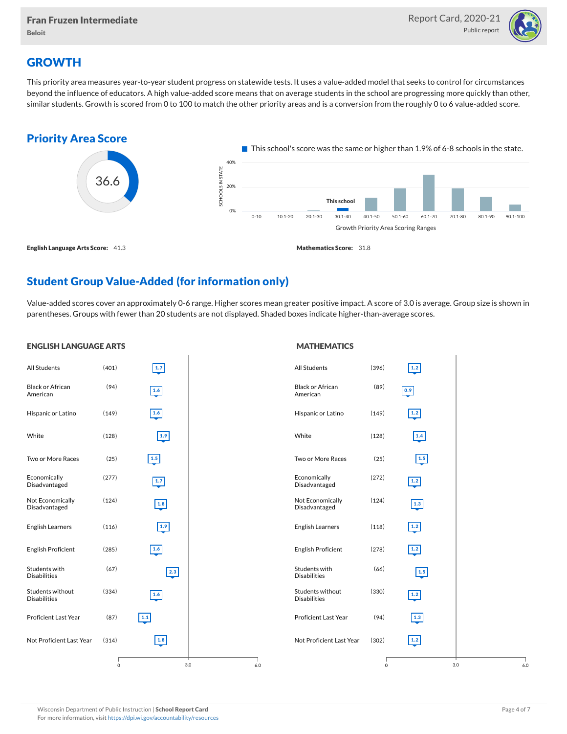## GROWTH

This priority area measures year-to-year student progress on statewide tests. It uses a value-added model that seeks to control for circumstances beyond the influence of educators. A high value-added score means that on average students in the school are progressing more quickly than other, similar students. Growth is scored from 0 to 100 to match the other priority areas and is a conversion from the roughly 0 to 6 value-added score.

### Priority Area Score

36.6

This school's score was the same or higher than 1.9% of 6-8 schools in the state.

**English Language Arts Score:** 41.3

**Mathematics Score:** 31.8

## Student Group Value-Added (for information only)

Value-added scores cover an approximately 0-6 range. Higher scores mean greater positive impact. A score of 3.0 is average. Group size is shown in parentheses. Groups with fewer than 20 students are not displayed. Shaded boxes indicate higher-than-average scores.

### ENGLISH LANGUAGE ARTS

| Group | Size | Score |
|---|---|---|
| All Students | (401) | 1.7 |
| Black or African American | (94) | 1.6 |
| Hispanic or Latino | (149) | 1.6 |
| White | (128) | 1.9 |
| Two or More Races | (25) | 1.5 |
| Economically Disadvantaged | (277) | 1.7 |
| Not Economically Disadvantaged | (124) | 1.8 |
| English Learners | (116) | 1.9 |
| English Proficient | (285) | 1.6 |
| Students with Disabilities | (67) | 2.3 |
| Students without Disabilities | (334) | 1.6 |
| Proficient Last Year | (87) | 1.1 |
| Not Proficient Last Year | (314) | 1.8 |

### MATHEMATICS

| Group | Size | Score |
|---|---|---|
| All Students | (396) | 1.2 |
| Black or African American | (89) | 0.9 |
| Hispanic or Latino | (149) | 1.2 |
| White | (128) | 1.4 |
| Two or More Races | (25) | 1.5 |
| Economically Disadvantaged | (272) | 1.2 |
| Not Economically Disadvantaged | (124) | 1.3 |
| English Learners | (118) | 1.2 |
| English Proficient | (278) | 1.2 |
| Students with Disabilities | (66) | 1.5 |
| Students without Disabilities | (330) | 1.2 |
| Proficient Last Year | (94) | 1.3 |
| Not Proficient Last Year | (302) | 1.2 |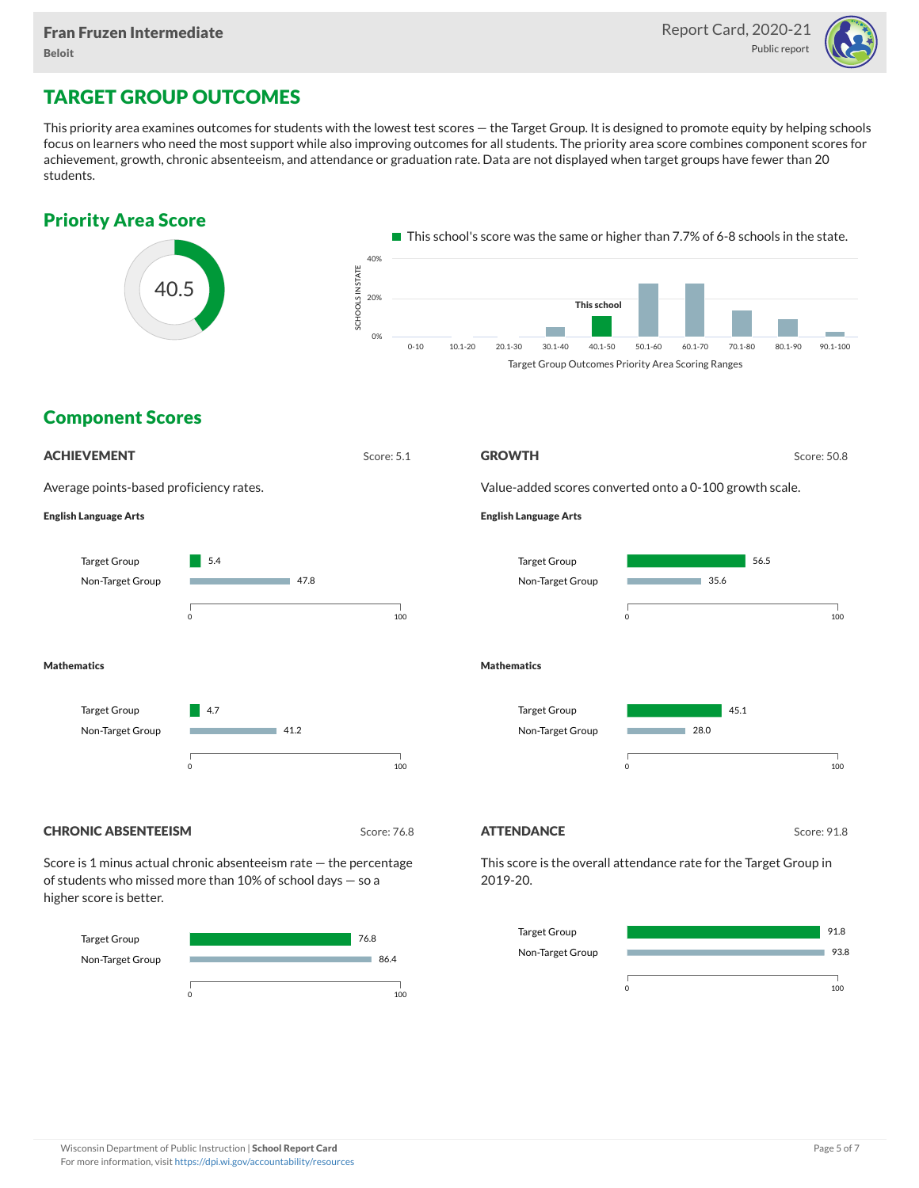Fran Fruzen Intermediate
Beloit

Report Card, 2020-21
Public report

# TARGET GROUP OUTCOMES

This priority area examines outcomes for students with the lowest test scores — the Target Group. It is designed to promote equity by helping schools focus on learners who need the most support while also improving outcomes for all students. The priority area score combines component scores for achievement, growth, chronic absenteeism, and attendance or graduation rate. Data are not displayed when target groups have fewer than 20 students.

## Priority Area Score

40.5

This school's score was the same or higher than 7.7% of 6-8 schools in the state.

Target Group Outcomes Priority Area Scoring Ranges (This school: 40.1-50)

## Component Scores

### ACHIEVEMENT

Score: 5.1

Average points-based proficiency rates.

**English Language Arts**

| | Score |
|---|---|
| Target Group | 5.4 |
| Non-Target Group | 47.8 |

**Mathematics**

| | Score |
|---|---|
| Target Group | 4.7 |
| Non-Target Group | 41.2 |

### GROWTH

Score: 50.8

Value-added scores converted onto a 0-100 growth scale.

**English Language Arts**

| | Score |
|---|---|
| Target Group | 56.5 |
| Non-Target Group | 35.6 |

**Mathematics**

| | Score |
|---|---|
| Target Group | 45.1 |
| Non-Target Group | 28.0 |

### CHRONIC ABSENTEEISM

Score: 76.8

Score is 1 minus actual chronic absenteeism rate — the percentage of students who missed more than 10% of school days — so a higher score is better.

| | Score |
|---|---|
| Target Group | 76.8 |
| Non-Target Group | 86.4 |

### ATTENDANCE

Score: 91.8

This score is the overall attendance rate for the Target Group in 2019-20.

| | Score |
|---|---|
| Target Group | 91.8 |
| Non-Target Group | 93.8 |

Wisconsin Department of Public Instruction | **School Report Card**
For more information, visit https://dpi.wi.gov/accountability/resources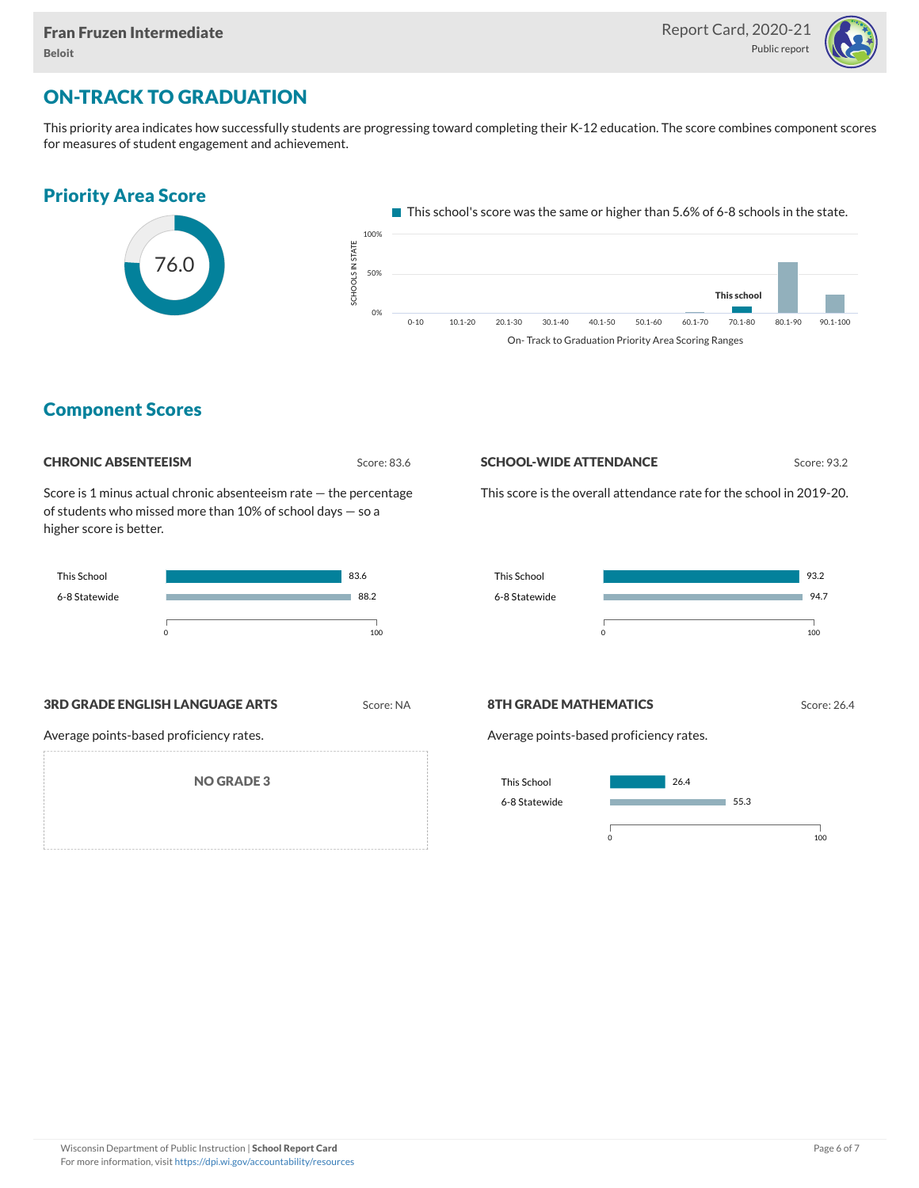## ON-TRACK TO GRADUATION

This priority area indicates how successfully students are progressing toward completing their K-12 education. The score combines component scores for measures of student engagement and achievement.

### Priority Area Score

76.0

This school's score was the same or higher than 5.6% of 6-8 schools in the state.

On- Track to Graduation Priority Area Scoring Ranges: 0-10, 10.1-20, 20.1-30, 30.1-40, 40.1-50, 50.1-60, 60.1-70, 70.1-80 (This school), 80.1-90, 90.1-100

### Component Scores

#### CHRONIC ABSENTEEISM

Score: 83.6

Score is 1 minus actual chronic absenteeism rate — the percentage of students who missed more than 10% of school days — so a higher score is better.

| | Score |
| --- | --- |
| This School | 83.6 |
| 6-8 Statewide | 88.2 |

#### SCHOOL-WIDE ATTENDANCE

Score: 93.2

This score is the overall attendance rate for the school in 2019-20.

| | Score |
| --- | --- |
| This School | 93.2 |
| 6-8 Statewide | 94.7 |

#### 3RD GRADE ENGLISH LANGUAGE ARTS

Score: NA

Average points-based proficiency rates.

NO GRADE 3

#### 8TH GRADE MATHEMATICS

Score: 26.4

Average points-based proficiency rates.

| | Score |
| --- | --- |
| This School | 26.4 |
| 6-8 Statewide | 55.3 |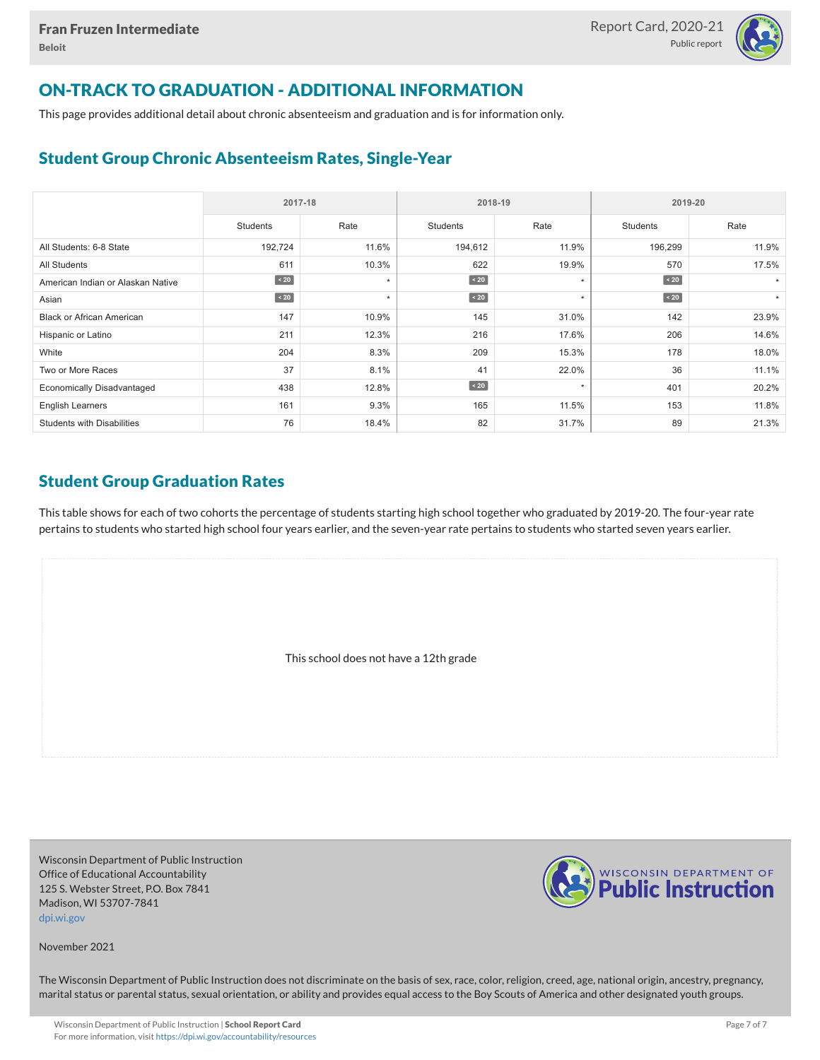# ON-TRACK TO GRADUATION - ADDITIONAL INFORMATION

This page provides additional detail about chronic absenteeism and graduation and is for information only.

## Student Group Chronic Absenteeism Rates, Single-Year

| | 2017-18 | | 2018-19 | | 2019-20 | |
|---|---|---|---|---|---|---|
| | Students | Rate | Students | Rate | Students | Rate |
| All Students: 6-8 State | 192,724 | 11.6% | 194,612 | 11.9% | 196,299 | 11.9% |
| All Students | 611 | 10.3% | 622 | 19.9% | 570 | 17.5% |
| American Indian or Alaskan Native | < 20 | * | < 20 | * | < 20 | * |
| Asian | < 20 | * | < 20 | * | < 20 | * |
| Black or African American | 147 | 10.9% | 145 | 31.0% | 142 | 23.9% |
| Hispanic or Latino | 211 | 12.3% | 216 | 17.6% | 206 | 14.6% |
| White | 204 | 8.3% | 209 | 15.3% | 178 | 18.0% |
| Two or More Races | 37 | 8.1% | 41 | 22.0% | 36 | 11.1% |
| Economically Disadvantaged | 438 | 12.8% | < 20 | * | 401 | 20.2% |
| English Learners | 161 | 9.3% | 165 | 11.5% | 153 | 11.8% |
| Students with Disabilities | 76 | 18.4% | 82 | 31.7% | 89 | 21.3% |

## Student Group Graduation Rates

This table shows for each of two cohorts the percentage of students starting high school together who graduated by 2019-20. The four-year rate pertains to students who started high school four years earlier, and the seven-year rate pertains to students who started seven years earlier.

This school does not have a 12th grade

Wisconsin Department of Public Instruction
Office of Educational Accountability
125 S. Webster Street, P.O. Box 7841
Madison, WI 53707-7841
dpi.wi.gov

November 2021

The Wisconsin Department of Public Instruction does not discriminate on the basis of sex, race, color, religion, creed, age, national origin, ancestry, pregnancy, marital status or parental status, sexual orientation, or ability and provides equal access to the Boy Scouts of America and other designated youth groups.